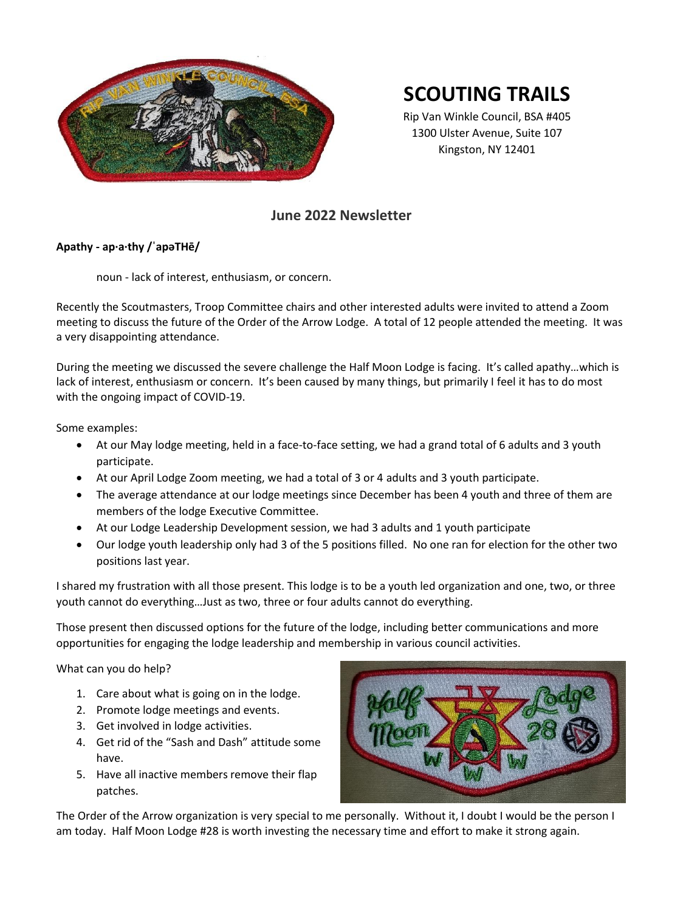# SCOUTING TRAILS

Rip Van Winkle Council, BSA #405
1300 Ulster Avenue, Suite 107
Kingston, NY 12401

## June 2022 Newsletter

**Apathy - ap·a·thy /ˈapəTHē/**

noun - lack of interest, enthusiasm, or concern.

Recently the Scoutmasters, Troop Committee chairs and other interested adults were invited to attend a Zoom meeting to discuss the future of the Order of the Arrow Lodge. A total of 12 people attended the meeting. It was a very disappointing attendance.

During the meeting we discussed the severe challenge the Half Moon Lodge is facing. It's called apathy…which is lack of interest, enthusiasm or concern. It's been caused by many things, but primarily I feel it has to do most with the ongoing impact of COVID-19.

Some examples:

- At our May lodge meeting, held in a face-to-face setting, we had a grand total of 6 adults and 3 youth participate.
- At our April Lodge Zoom meeting, we had a total of 3 or 4 adults and 3 youth participate.
- The average attendance at our lodge meetings since December has been 4 youth and three of them are members of the lodge Executive Committee.
- At our Lodge Leadership Development session, we had 3 adults and 1 youth participate
- Our lodge youth leadership only had 3 of the 5 positions filled. No one ran for election for the other two positions last year.

I shared my frustration with all those present. This lodge is to be a youth led organization and one, two, or three youth cannot do everything…Just as two, three or four adults cannot do everything.

Those present then discussed options for the future of the lodge, including better communications and more opportunities for engaging the lodge leadership and membership in various council activities.

What can you do help?

1. Care about what is going on in the lodge.
2. Promote lodge meetings and events.
3. Get involved in lodge activities.
4. Get rid of the "Sash and Dash" attitude some have.
5. Have all inactive members remove their flap patches.

The Order of the Arrow organization is very special to me personally. Without it, I doubt I would be the person I am today. Half Moon Lodge #28 is worth investing the necessary time and effort to make it strong again.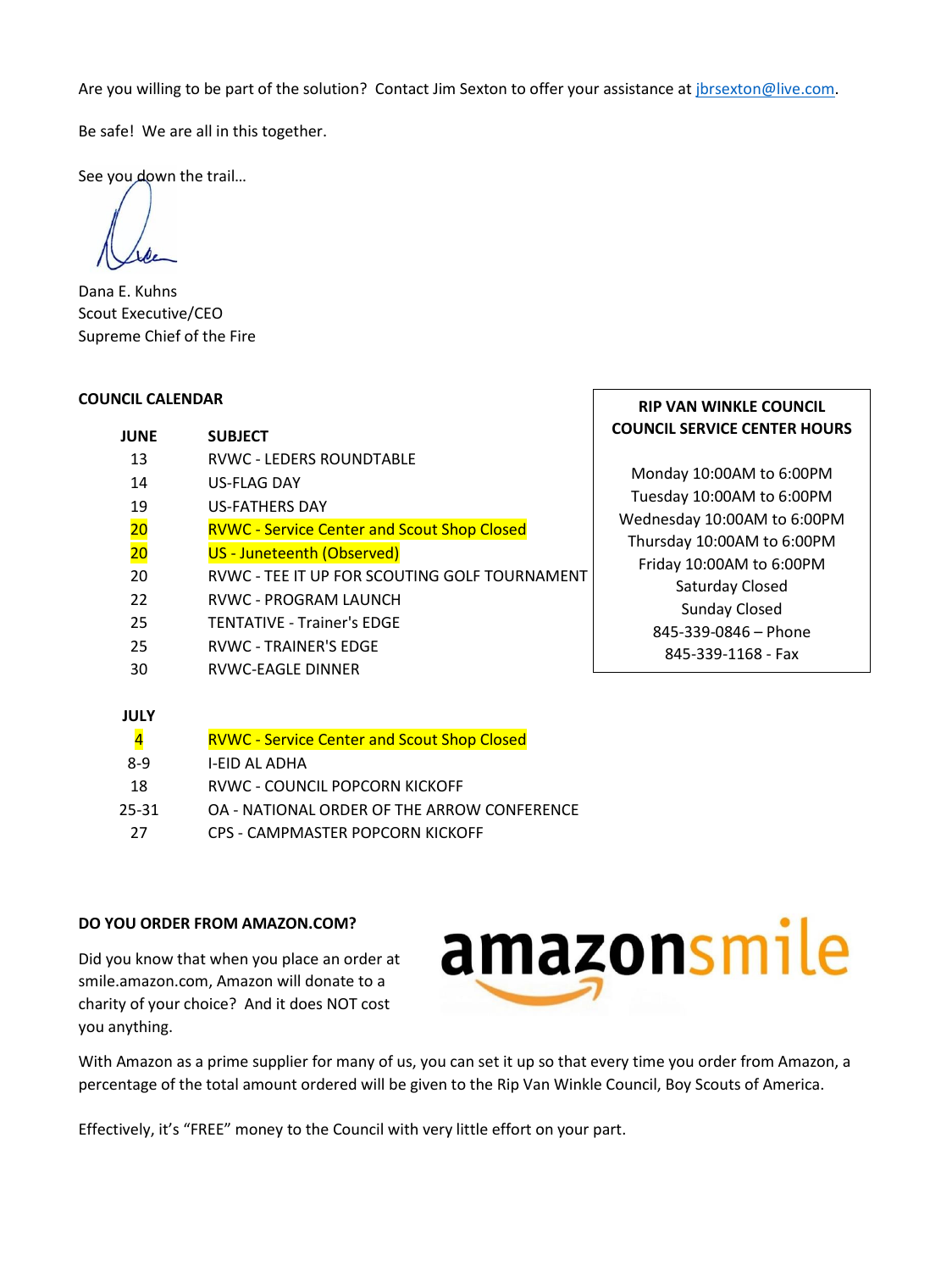Are you willing to be part of the solution? Contact Jim Sexton to offer your assistance at jbrsexton@live.com.

Be safe! We are all in this together.

See you down the trail…

Dana E. Kuhns
Scout Executive/CEO
Supreme Chief of the Fire

**COUNCIL CALENDAR**

| JUNE | SUBJECT |
|---|---|
| 13 | RVWC - LEDERS ROUNDTABLE |
| 14 | US-FLAG DAY |
| 19 | US-FATHERS DAY |
| 20 | RVWC - Service Center and Scout Shop Closed |
| 20 | US - Juneteenth (Observed) |
| 20 | RVWC - TEE IT UP FOR SCOUTING GOLF TOURNAMENT |
| 22 | RVWC - PROGRAM LAUNCH |
| 25 | TENTATIVE - Trainer's EDGE |
| 25 | RVWC - TRAINER'S EDGE |
| 30 | RVWC-EAGLE DINNER |

| JULY | |
|---|---|
| 4 | RVWC - Service Center and Scout Shop Closed |
| 8-9 | I-EID AL ADHA |
| 18 | RVWC - COUNCIL POPCORN KICKOFF |
| 25-31 | OA - NATIONAL ORDER OF THE ARROW CONFERENCE |
| 27 | CPS - CAMPMASTER POPCORN KICKOFF |

**RIP VAN WINKLE COUNCIL**
**COUNCIL SERVICE CENTER HOURS**

Monday 10:00AM to 6:00PM
Tuesday 10:00AM to 6:00PM
Wednesday 10:00AM to 6:00PM
Thursday 10:00AM to 6:00PM
Friday 10:00AM to 6:00PM
Saturday Closed
Sunday Closed
845-339-0846 – Phone
845-339-1168 - Fax

**DO YOU ORDER FROM AMAZON.COM?**

Did you know that when you place an order at smile.amazon.com, Amazon will donate to a charity of your choice? And it does NOT cost you anything.

amazonsmile

With Amazon as a prime supplier for many of us, you can set it up so that every time you order from Amazon, a percentage of the total amount ordered will be given to the Rip Van Winkle Council, Boy Scouts of America.

Effectively, it's "FREE" money to the Council with very little effort on your part.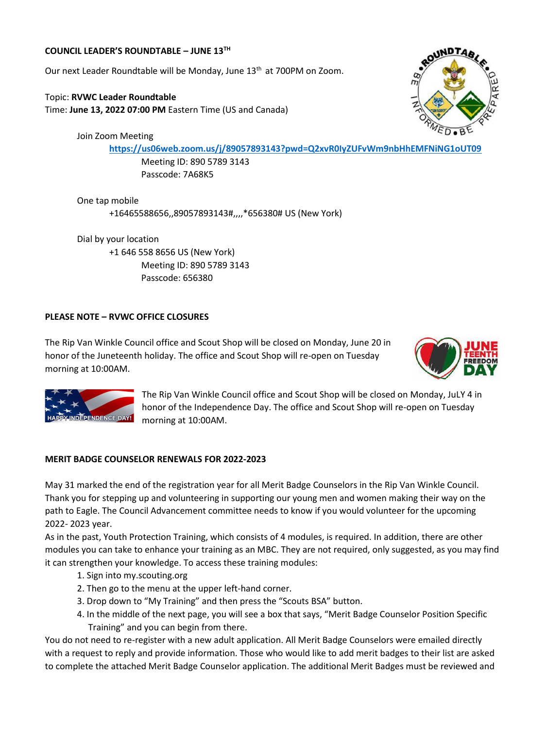**COUNCIL LEADER'S ROUNDTABLE – JUNE 13TH**

Our next Leader Roundtable will be Monday, June 13th at 700PM on Zoom.

Topic: **RVWC Leader Roundtable**
Time: **June 13, 2022 07:00 PM** Eastern Time (US and Canada)

Join Zoom Meeting
https://us06web.zoom.us/j/89057893143?pwd=Q2xvR0IyZUFvWm9nbHhEMFNiNG1oUT09
Meeting ID: 890 5789 3143
Passcode: 7A68K5

One tap mobile
+16465588656,,89057893143#,,,,*656380# US (New York)

Dial by your location
+1 646 558 8656 US (New York)
Meeting ID: 890 5789 3143
Passcode: 656380

**PLEASE NOTE – RVWC OFFICE CLOSURES**

The Rip Van Winkle Council office and Scout Shop will be closed on Monday, June 20 in honor of the Juneteenth holiday. The office and Scout Shop will re-open on Tuesday morning at 10:00AM.

The Rip Van Winkle Council office and Scout Shop will be closed on Monday, JuLY 4 in honor of the Independence Day. The office and Scout Shop will re-open on Tuesday morning at 10:00AM.

**MERIT BADGE COUNSELOR RENEWALS FOR 2022-2023**

May 31 marked the end of the registration year for all Merit Badge Counselors in the Rip Van Winkle Council. Thank you for stepping up and volunteering in supporting our young men and women making their way on the path to Eagle. The Council Advancement committee needs to know if you would volunteer for the upcoming 2022- 2023 year.

As in the past, Youth Protection Training, which consists of 4 modules, is required. In addition, there are other modules you can take to enhance your training as an MBC. They are not required, only suggested, as you may find it can strengthen your knowledge. To access these training modules:

1. Sign into my.scouting.org
2. Then go to the menu at the upper left-hand corner.
3. Drop down to "My Training" and then press the "Scouts BSA" button.
4. In the middle of the next page, you will see a box that says, "Merit Badge Counselor Position Specific Training" and you can begin from there.

You do not need to re-register with a new adult application. All Merit Badge Counselors were emailed directly with a request to reply and provide information. Those who would like to add merit badges to their list are asked to complete the attached Merit Badge Counselor application. The additional Merit Badges must be reviewed and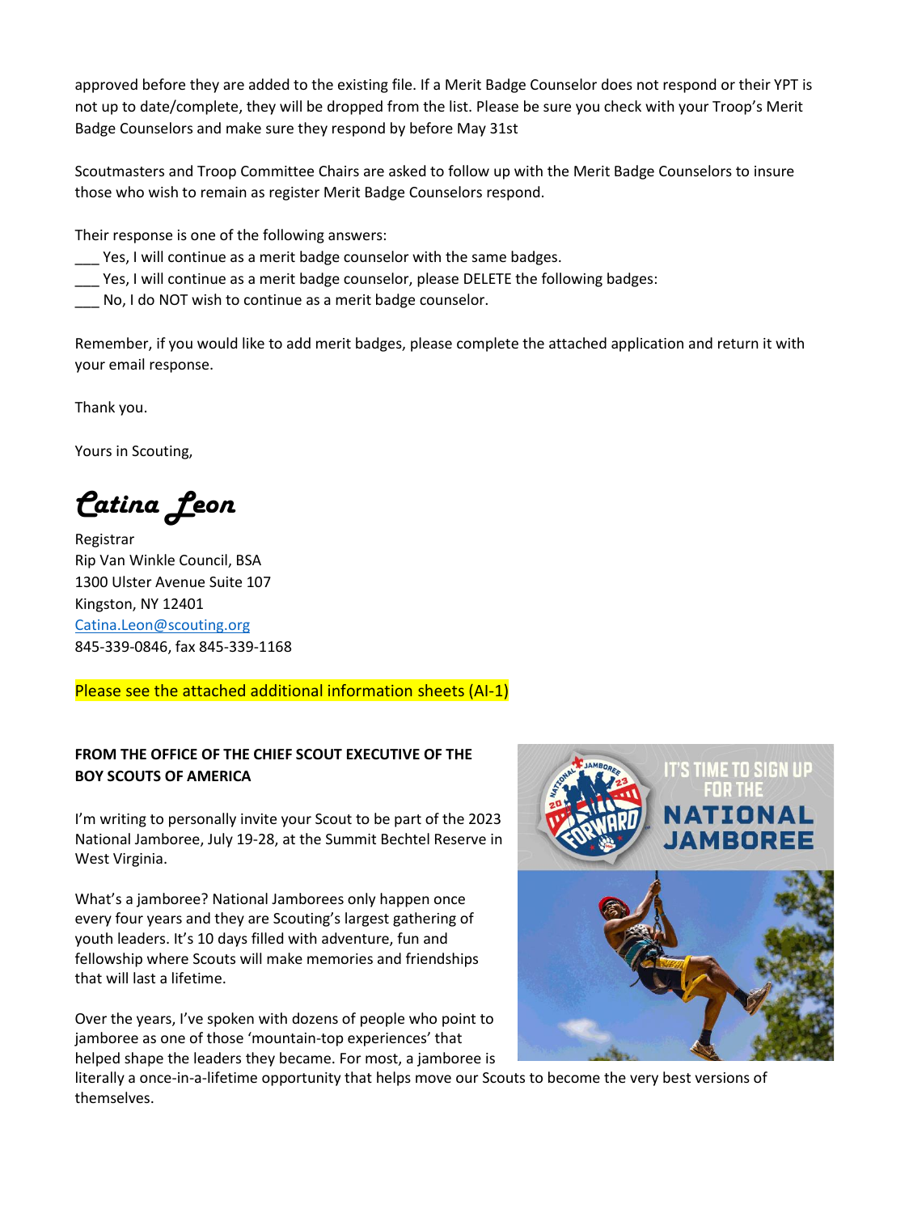approved before they are added to the existing file. If a Merit Badge Counselor does not respond or their YPT is not up to date/complete, they will be dropped from the list. Please be sure you check with your Troop's Merit Badge Counselors and make sure they respond by before May 31st

Scoutmasters and Troop Committee Chairs are asked to follow up with the Merit Badge Counselors to insure those who wish to remain as register Merit Badge Counselors respond.

Their response is one of the following answers:
___ Yes, I will continue as a merit badge counselor with the same badges.
___ Yes, I will continue as a merit badge counselor, please DELETE the following badges:
___ No, I do NOT wish to continue as a merit badge counselor.

Remember, if you would like to add merit badges, please complete the attached application and return it with your email response.

Thank you.

Yours in Scouting,

*Catina Leon*

Registrar
Rip Van Winkle Council, BSA
1300 Ulster Avenue Suite 107
Kingston, NY 12401
Catina.Leon@scouting.org
845-339-0846, fax 845-339-1168

Please see the attached additional information sheets (AI-1)

**FROM THE OFFICE OF THE CHIEF SCOUT EXECUTIVE OF THE BOY SCOUTS OF AMERICA**

I'm writing to personally invite your Scout to be part of the 2023 National Jamboree, July 19-28, at the Summit Bechtel Reserve in West Virginia.

What's a jamboree? National Jamborees only happen once every four years and they are Scouting's largest gathering of youth leaders. It's 10 days filled with adventure, fun and fellowship where Scouts will make memories and friendships that will last a lifetime.

Over the years, I've spoken with dozens of people who point to jamboree as one of those 'mountain-top experiences' that helped shape the leaders they became. For most, a jamboree is literally a once-in-a-lifetime opportunity that helps move our Scouts to become the very best versions of themselves.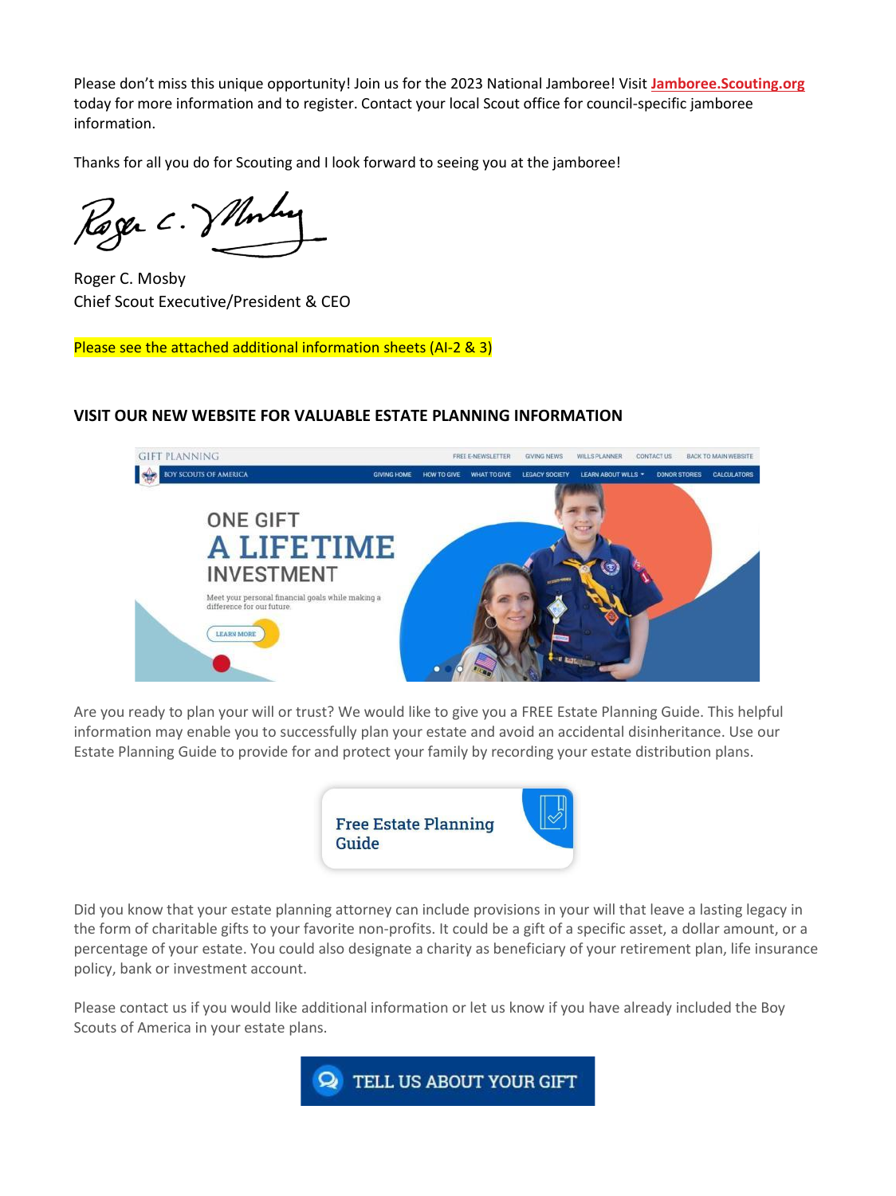Please don't miss this unique opportunity! Join us for the 2023 National Jamboree! Visit **Jamboree.Scouting.org** today for more information and to register. Contact your local Scout office for council-specific jamboree information.

Thanks for all you do for Scouting and I look forward to seeing you at the jamboree!

Roger C. Mosby
Chief Scout Executive/President & CEO

Please see the attached additional information sheets (AI-2 & 3)

**VISIT OUR NEW WEBSITE FOR VALUABLE ESTATE PLANNING INFORMATION**

Are you ready to plan your will or trust? We would like to give you a FREE Estate Planning Guide. This helpful information may enable you to successfully plan your estate and avoid an accidental disinheritance. Use our Estate Planning Guide to provide for and protect your family by recording your estate distribution plans.

Free Estate Planning Guide

Did you know that your estate planning attorney can include provisions in your will that leave a lasting legacy in the form of charitable gifts to your favorite non-profits. It could be a gift of a specific asset, a dollar amount, or a percentage of your estate. You could also designate a charity as beneficiary of your retirement plan, life insurance policy, bank or investment account.

Please contact us if you would like additional information or let us know if you have already included the Boy Scouts of America in your estate plans.

TELL US ABOUT YOUR GIFT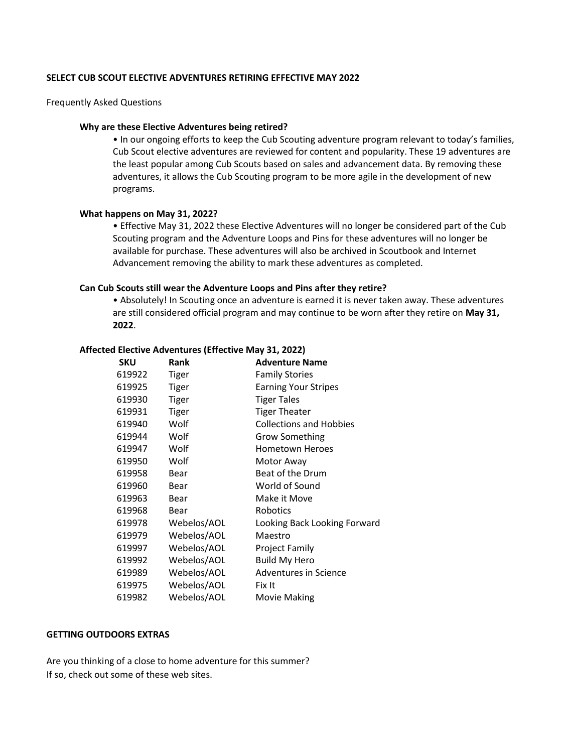**SELECT CUB SCOUT ELECTIVE ADVENTURES RETIRING EFFECTIVE MAY 2022**

Frequently Asked Questions

**Why are these Elective Adventures being retired?**

- In our ongoing efforts to keep the Cub Scouting adventure program relevant to today's families, Cub Scout elective adventures are reviewed for content and popularity. These 19 adventures are the least popular among Cub Scouts based on sales and advancement data. By removing these adventures, it allows the Cub Scouting program to be more agile in the development of new programs.

**What happens on May 31, 2022?**

- Effective May 31, 2022 these Elective Adventures will no longer be considered part of the Cub Scouting program and the Adventure Loops and Pins for these adventures will no longer be available for purchase. These adventures will also be archived in Scoutbook and Internet Advancement removing the ability to mark these adventures as completed.

**Can Cub Scouts still wear the Adventure Loops and Pins after they retire?**

- Absolutely! In Scouting once an adventure is earned it is never taken away. These adventures are still considered official program and may continue to be worn after they retire on **May 31, 2022**.

**Affected Elective Adventures (Effective May 31, 2022)**

| SKU | Rank | Adventure Name |
|---|---|---|
| 619922 | Tiger | Family Stories |
| 619925 | Tiger | Earning Your Stripes |
| 619930 | Tiger | Tiger Tales |
| 619931 | Tiger | Tiger Theater |
| 619940 | Wolf | Collections and Hobbies |
| 619944 | Wolf | Grow Something |
| 619947 | Wolf | Hometown Heroes |
| 619950 | Wolf | Motor Away |
| 619958 | Bear | Beat of the Drum |
| 619960 | Bear | World of Sound |
| 619963 | Bear | Make it Move |
| 619968 | Bear | Robotics |
| 619978 | Webelos/AOL | Looking Back Looking Forward |
| 619979 | Webelos/AOL | Maestro |
| 619997 | Webelos/AOL | Project Family |
| 619992 | Webelos/AOL | Build My Hero |
| 619989 | Webelos/AOL | Adventures in Science |
| 619975 | Webelos/AOL | Fix It |
| 619982 | Webelos/AOL | Movie Making |

**GETTING OUTDOORS EXTRAS**

Are you thinking of a close to home adventure for this summer?
If so, check out some of these web sites.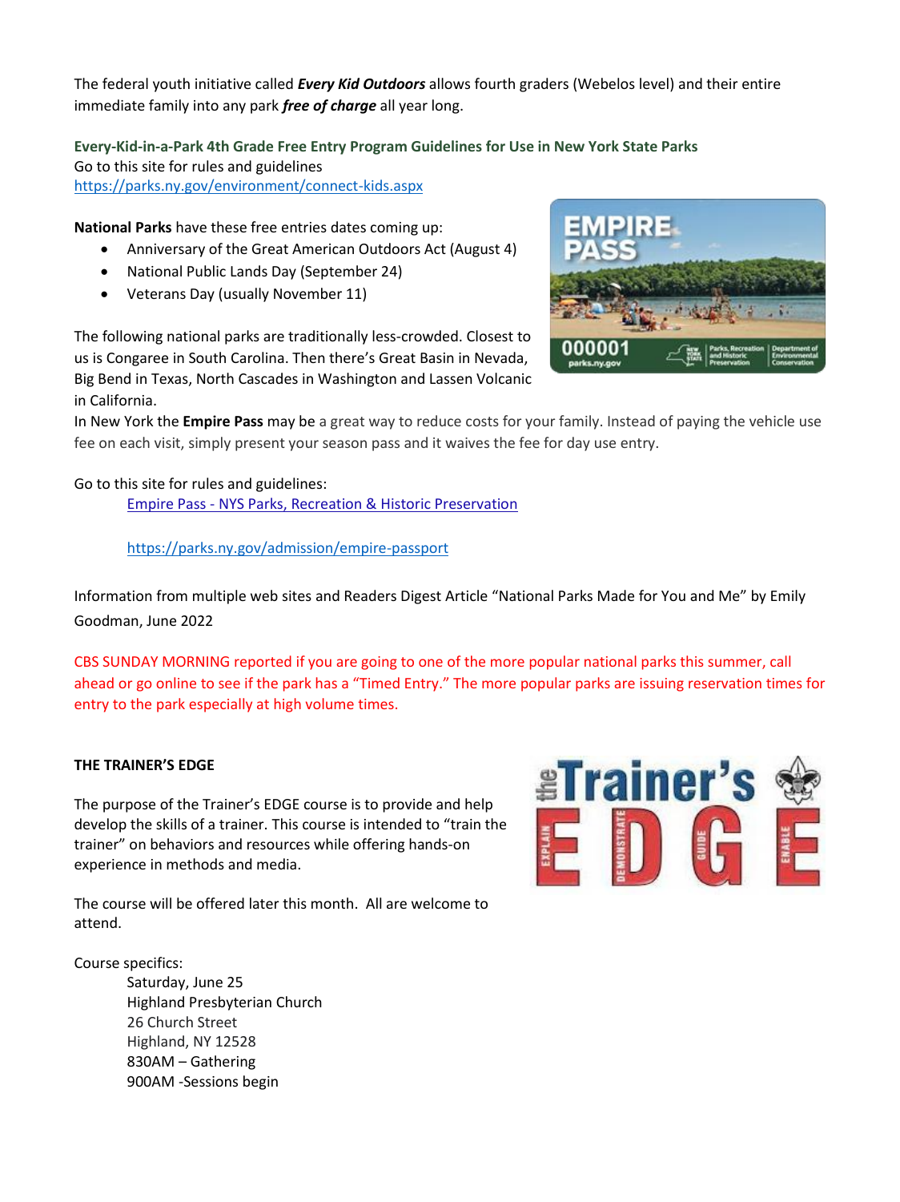The federal youth initiative called ***Every Kid Outdoors*** allows fourth graders (Webelos level) and their entire immediate family into any park ***free of charge*** all year long.

**Every-Kid-in-a-Park 4th Grade Free Entry Program Guidelines for Use in New York State Parks**
Go to this site for rules and guidelines
https://parks.ny.gov/environment/connect-kids.aspx

**National Parks** have these free entries dates coming up:

- Anniversary of the Great American Outdoors Act (August 4)
- National Public Lands Day (September 24)
- Veterans Day (usually November 11)

The following national parks are traditionally less-crowded. Closest to us is Congaree in South Carolina. Then there's Great Basin in Nevada, Big Bend in Texas, North Cascades in Washington and Lassen Volcanic in California.
In New York the **Empire Pass** may be a great way to reduce costs for your family. Instead of paying the vehicle use fee on each visit, simply present your season pass and it waives the fee for day use entry.

Go to this site for rules and guidelines:

Empire Pass - NYS Parks, Recreation & Historic Preservation

https://parks.ny.gov/admission/empire-passport

Information from multiple web sites and Readers Digest Article "National Parks Made for You and Me" by Emily Goodman, June 2022

CBS SUNDAY MORNING reported if you are going to one of the more popular national parks this summer, call ahead or go online to see if the park has a "Timed Entry." The more popular parks are issuing reservation times for entry to the park especially at high volume times.

**THE TRAINER'S EDGE**

The purpose of the Trainer's EDGE course is to provide and help develop the skills of a trainer. This course is intended to "train the trainer" on behaviors and resources while offering hands-on experience in methods and media.

The course will be offered later this month. All are welcome to attend.

Course specifics:

Saturday, June 25
Highland Presbyterian Church
26 Church Street
Highland, NY 12528
830AM – Gathering
900AM -Sessions begin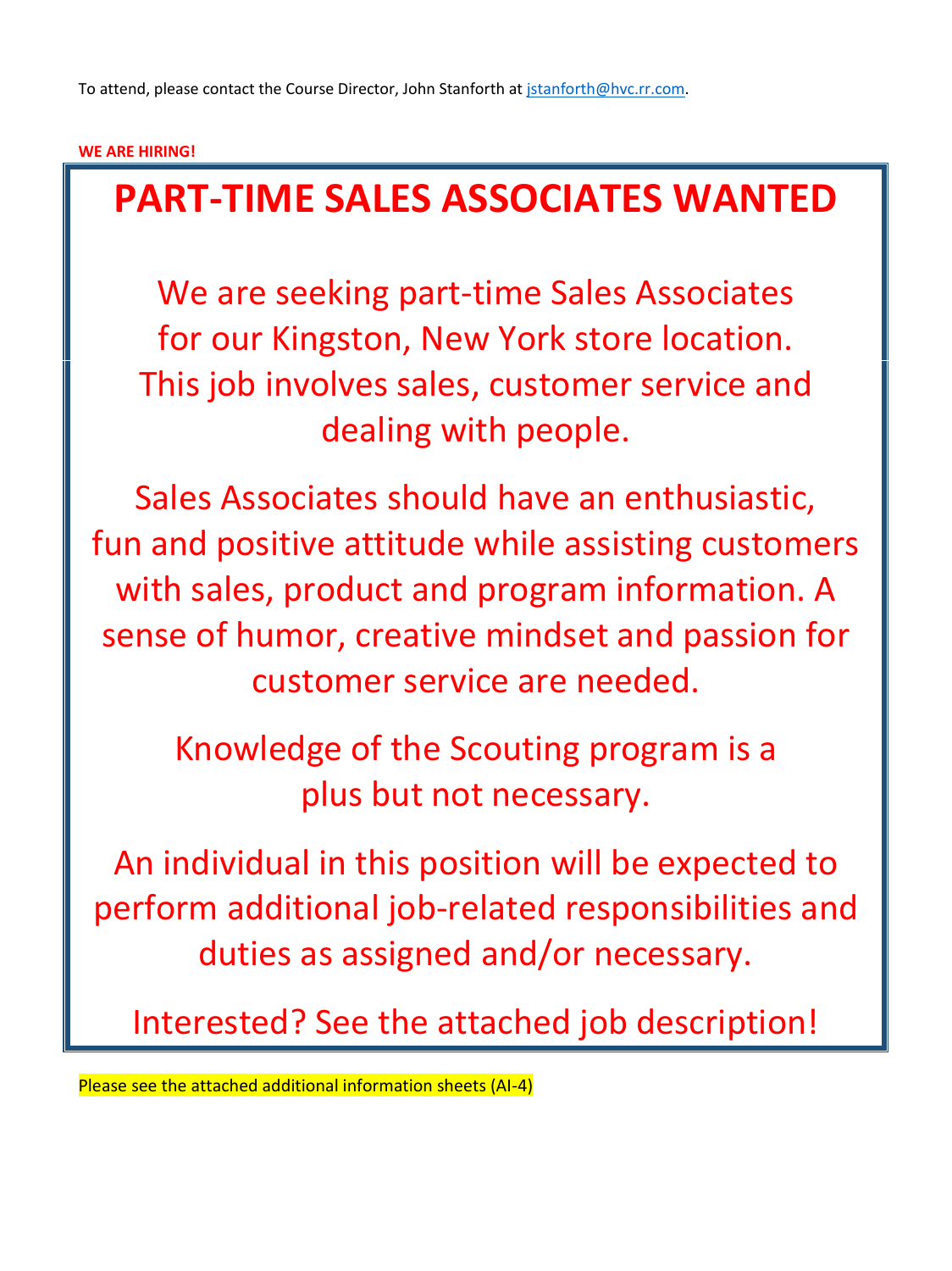To attend, please contact the Course Director, John Stanforth at jstanforth@hvc.rr.com.

**WE ARE HIRING!**

# PART-TIME SALES ASSOCIATES WANTED

We are seeking part-time Sales Associates for our Kingston, New York store location. This job involves sales, customer service and dealing with people.

Sales Associates should have an enthusiastic, fun and positive attitude while assisting customers with sales, product and program information. A sense of humor, creative mindset and passion for customer service are needed.

Knowledge of the Scouting program is a plus but not necessary.

An individual in this position will be expected to perform additional job-related responsibilities and duties as assigned and/or necessary.

Interested? See the attached job description!

Please see the attached additional information sheets (AI-4)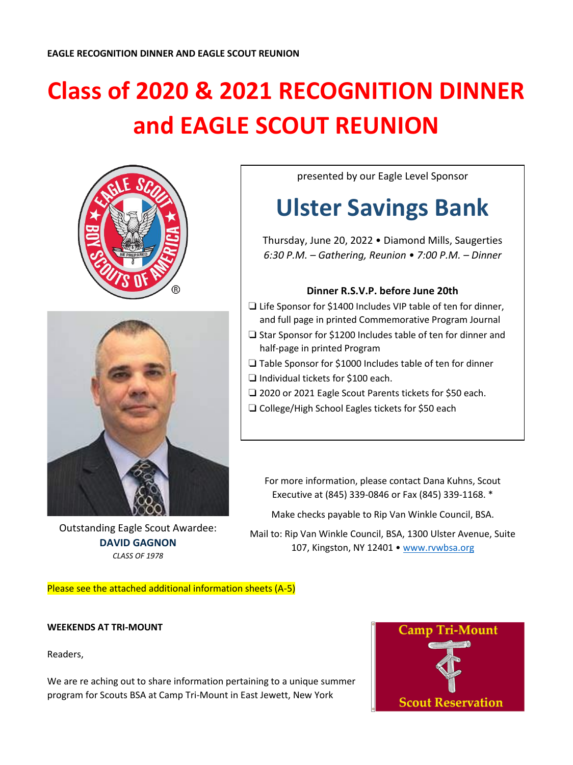**EAGLE RECOGNITION DINNER AND EAGLE SCOUT REUNION**

# Class of 2020 & 2021 RECOGNITION DINNER and EAGLE SCOUT REUNION

presented by our Eagle Level Sponsor

## Ulster Savings Bank

Thursday, June 20, 2022 • Diamond Mills, Saugerties
*6:30 P.M. – Gathering, Reunion • 7:00 P.M. – Dinner*

**Dinner R.S.V.P. before June 20th**

- ❑ Life Sponsor for $1400 Includes VIP table of ten for dinner, and full page in printed Commemorative Program Journal
- ❑ Star Sponsor for $1200 Includes table of ten for dinner and half-page in printed Program
- ❑ Table Sponsor for $1000 Includes table of ten for dinner
- ❑ Individual tickets for $100 each.
- ❑ 2020 or 2021 Eagle Scout Parents tickets for $50 each.
- ❑ College/High School Eagles tickets for $50 each

Outstanding Eagle Scout Awardee:
**DAVID GAGNON**
*CLASS OF 1978*

For more information, please contact Dana Kuhns, Scout Executive at (845) 339-0846 or Fax (845) 339-1168. *

Make checks payable to Rip Van Winkle Council, BSA.

Mail to: Rip Van Winkle Council, BSA, 1300 Ulster Avenue, Suite 107, Kingston, NY 12401 • www.rvwbsa.org

Please see the attached additional information sheets (A-5)

**WEEKENDS AT TRI-MOUNT**

Camp Tri-Mount Scout Reservation

Readers,

We are re aching out to share information pertaining to a unique summer program for Scouts BSA at Camp Tri-Mount in East Jewett, New York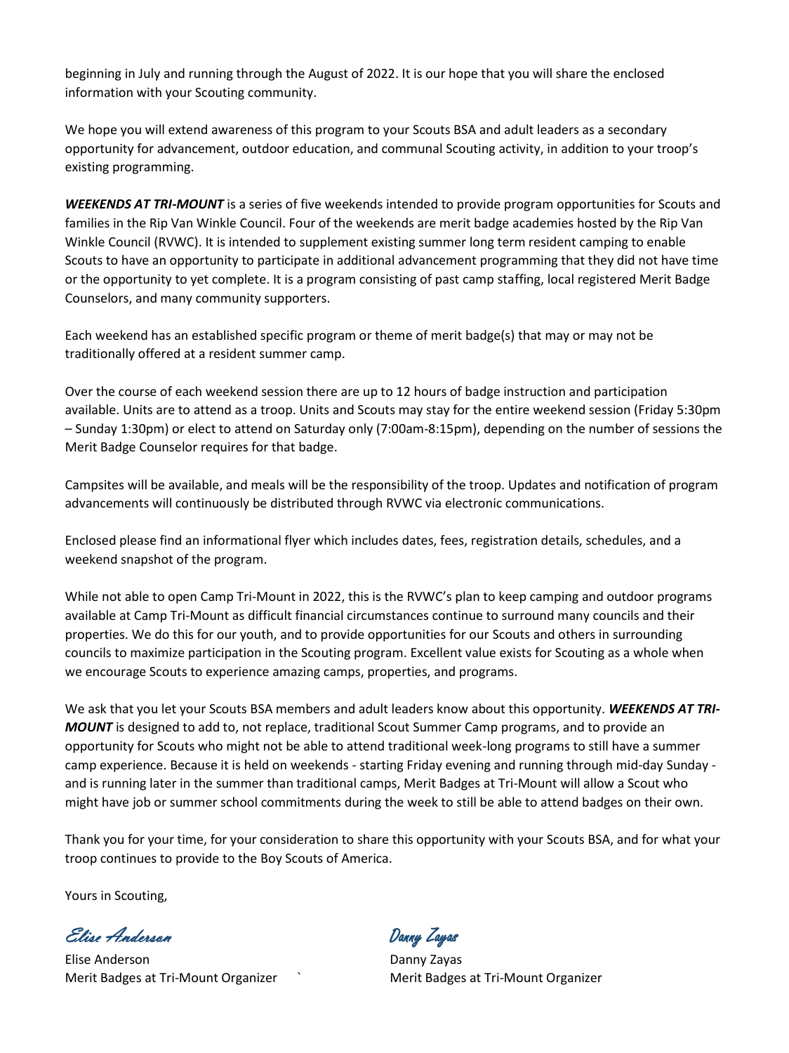beginning in July and running through the August of 2022. It is our hope that you will share the enclosed information with your Scouting community.

We hope you will extend awareness of this program to your Scouts BSA and adult leaders as a secondary opportunity for advancement, outdoor education, and communal Scouting activity, in addition to your troop's existing programming.

***WEEKENDS AT TRI-MOUNT*** is a series of five weekends intended to provide program opportunities for Scouts and families in the Rip Van Winkle Council. Four of the weekends are merit badge academies hosted by the Rip Van Winkle Council (RVWC). It is intended to supplement existing summer long term resident camping to enable Scouts to have an opportunity to participate in additional advancement programming that they did not have time or the opportunity to yet complete. It is a program consisting of past camp staffing, local registered Merit Badge Counselors, and many community supporters.

Each weekend has an established specific program or theme of merit badge(s) that may or may not be traditionally offered at a resident summer camp.

Over the course of each weekend session there are up to 12 hours of badge instruction and participation available. Units are to attend as a troop. Units and Scouts may stay for the entire weekend session (Friday 5:30pm – Sunday 1:30pm) or elect to attend on Saturday only (7:00am-8:15pm), depending on the number of sessions the Merit Badge Counselor requires for that badge.

Campsites will be available, and meals will be the responsibility of the troop. Updates and notification of program advancements will continuously be distributed through RVWC via electronic communications.

Enclosed please find an informational flyer which includes dates, fees, registration details, schedules, and a weekend snapshot of the program.

While not able to open Camp Tri-Mount in 2022, this is the RVWC's plan to keep camping and outdoor programs available at Camp Tri-Mount as difficult financial circumstances continue to surround many councils and their properties. We do this for our youth, and to provide opportunities for our Scouts and others in surrounding councils to maximize participation in the Scouting program. Excellent value exists for Scouting as a whole when we encourage Scouts to experience amazing camps, properties, and programs.

We ask that you let your Scouts BSA members and adult leaders know about this opportunity. ***WEEKENDS AT TRI-MOUNT*** is designed to add to, not replace, traditional Scout Summer Camp programs, and to provide an opportunity for Scouts who might not be able to attend traditional week-long programs to still have a summer camp experience. Because it is held on weekends - starting Friday evening and running through mid-day Sunday - and is running later in the summer than traditional camps, Merit Badges at Tri-Mount will allow a Scout who might have job or summer school commitments during the week to still be able to attend badges on their own.

Thank you for your time, for your consideration to share this opportunity with your Scouts BSA, and for what your troop continues to provide to the Boy Scouts of America.

Yours in Scouting,

*Elise Anderson*

Elise Anderson
Merit Badges at Tri-Mount Organizer

*Danny Zayas*

Danny Zayas
Merit Badges at Tri-Mount Organizer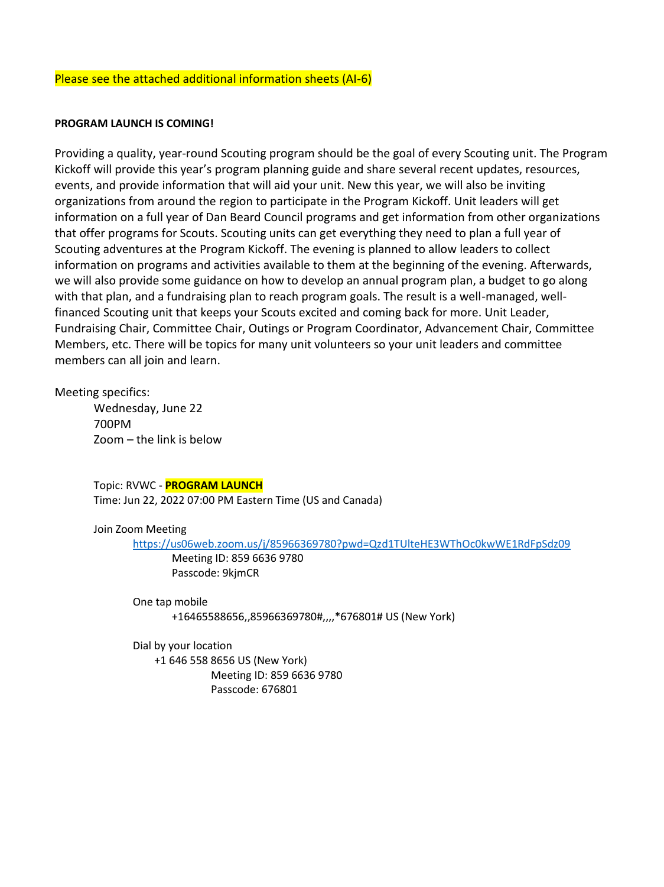Please see the attached additional information sheets (AI-6)

**PROGRAM LAUNCH IS COMING!**

Providing a quality, year-round Scouting program should be the goal of every Scouting unit. The Program Kickoff will provide this year's program planning guide and share several recent updates, resources, events, and provide information that will aid your unit. New this year, we will also be inviting organizations from around the region to participate in the Program Kickoff. Unit leaders will get information on a full year of Dan Beard Council programs and get information from other organizations that offer programs for Scouts. Scouting units can get everything they need to plan a full year of Scouting adventures at the Program Kickoff. The evening is planned to allow leaders to collect information on programs and activities available to them at the beginning of the evening. Afterwards, we will also provide some guidance on how to develop an annual program plan, a budget to go along with that plan, and a fundraising plan to reach program goals. The result is a well-managed, well-financed Scouting unit that keeps your Scouts excited and coming back for more. Unit Leader, Fundraising Chair, Committee Chair, Outings or Program Coordinator, Advancement Chair, Committee Members, etc. There will be topics for many unit volunteers so your unit leaders and committee members can all join and learn.

Meeting specifics:

Wednesday, June 22
700PM
Zoom – the link is below

Topic: RVWC - **PROGRAM LAUNCH**
Time: Jun 22, 2022 07:00 PM Eastern Time (US and Canada)

Join Zoom Meeting

https://us06web.zoom.us/j/85966369780?pwd=Qzd1TUlteHE3WThOc0kwWE1RdFpSdz09
Meeting ID: 859 6636 9780
Passcode: 9kjmCR

One tap mobile

+16465588656,,85966369780#,,,,*676801# US (New York)

Dial by your location

+1 646 558 8656 US (New York)
Meeting ID: 859 6636 9780
Passcode: 676801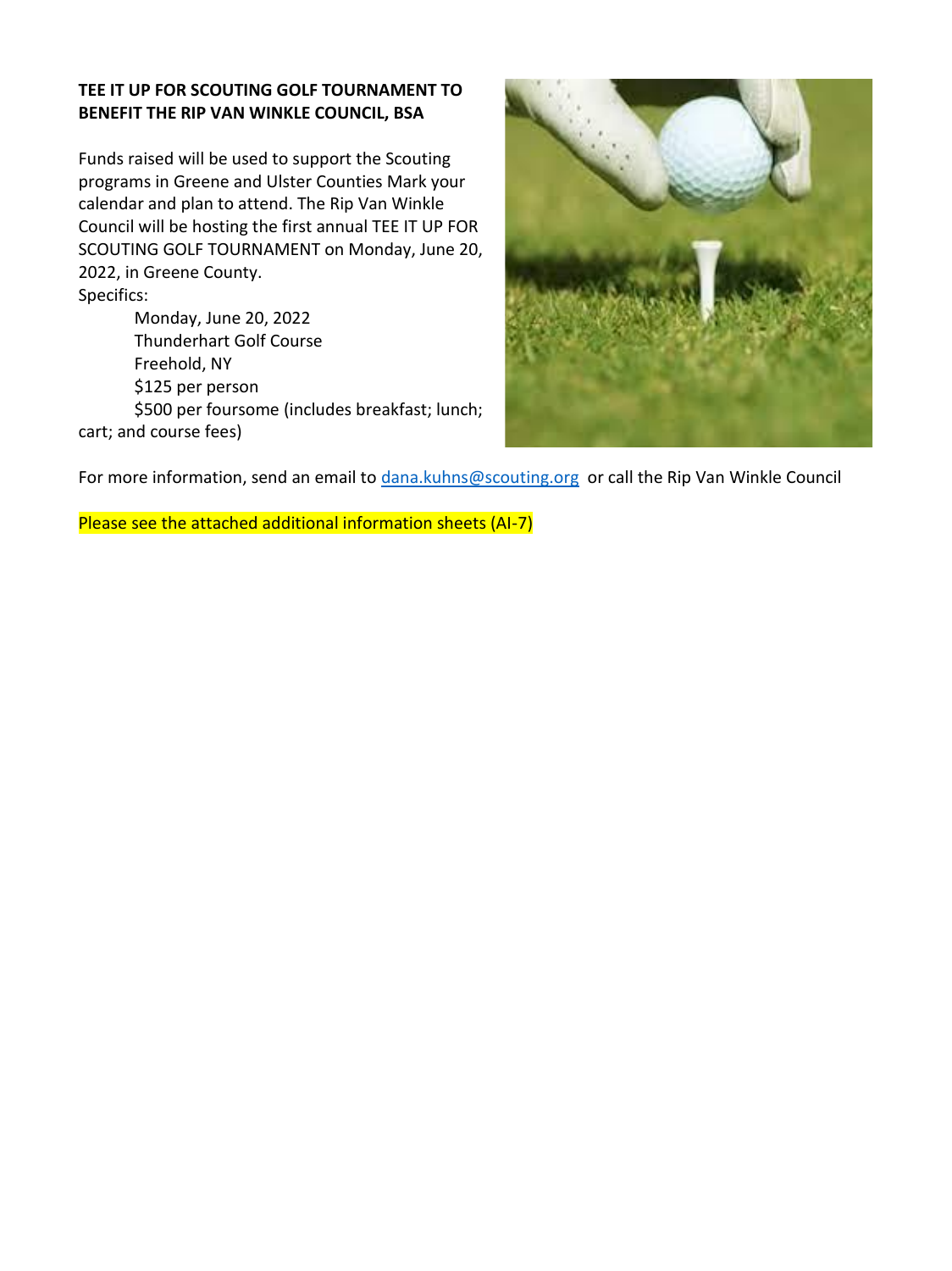**TEE IT UP FOR SCOUTING GOLF TOURNAMENT TO BENEFIT THE RIP VAN WINKLE COUNCIL, BSA**

Funds raised will be used to support the Scouting programs in Greene and Ulster Counties Mark your calendar and plan to attend. The Rip Van Winkle Council will be hosting the first annual TEE IT UP FOR SCOUTING GOLF TOURNAMENT on Monday, June 20, 2022, in Greene County.

Specifics:

Monday, June 20, 2022
Thunderhart Golf Course
Freehold, NY
$125 per person
$500 per foursome (includes breakfast; lunch; cart; and course fees)

For more information, send an email to dana.kuhns@scouting.org or call the Rip Van Winkle Council

Please see the attached additional information sheets (AI-7)